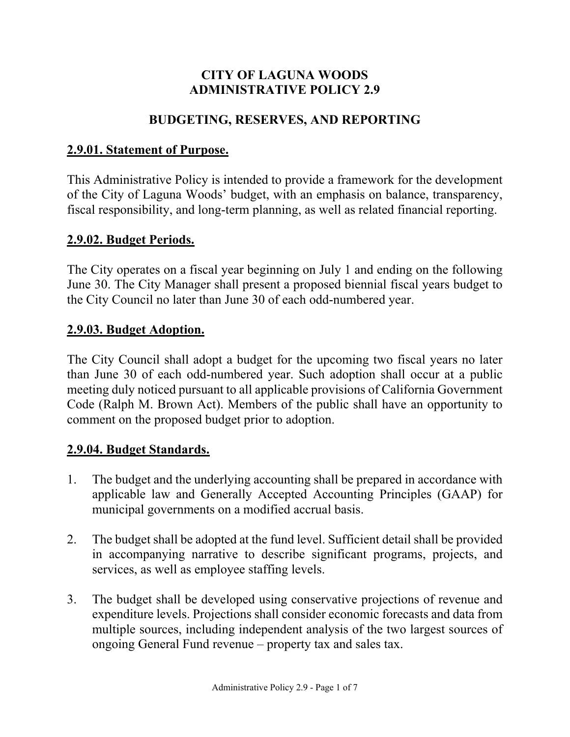# CITY OF LAGUNA WOODS ADMINISTRATIVE POLICY 2.9

## BUDGETING, RESERVES, AND REPORTING

### 2.9.01. Statement of Purpose.

This Administrative Policy is intended to provide a framework for the development of the City of Laguna Woods' budget, with an emphasis on balance, transparency, fiscal responsibility, and long-term planning, as well as related financial reporting.

### 2.9.02. Budget Periods.

The City operates on a fiscal year beginning on July 1 and ending on the following June 30. The City Manager shall present a proposed biennial fiscal years budget to the City Council no later than June 30 of each odd-numbered year.

### 2.9.03. Budget Adoption.

The City Council shall adopt a budget for the upcoming two fiscal years no later than June 30 of each odd-numbered year. Such adoption shall occur at a public meeting duly noticed pursuant to all applicable provisions of California Government Code (Ralph M. Brown Act). Members of the public shall have an opportunity to comment on the proposed budget prior to adoption.

### 2.9.04. Budget Standards.

1. The budget and the underlying accounting shall be prepared in accordance with applicable law and Generally Accepted Accounting Principles (GAAP) for municipal governments on a modified accrual basis.

2. The budget shall be adopted at the fund level. Sufficient detail shall be provided in accompanying narrative to describe significant programs, projects, and services, as well as employee staffing levels.

3. The budget shall be developed using conservative projections of revenue and expenditure levels. Projections shall consider economic forecasts and data from multiple sources, including independent analysis of the two largest sources of ongoing General Fund revenue – property tax and sales tax.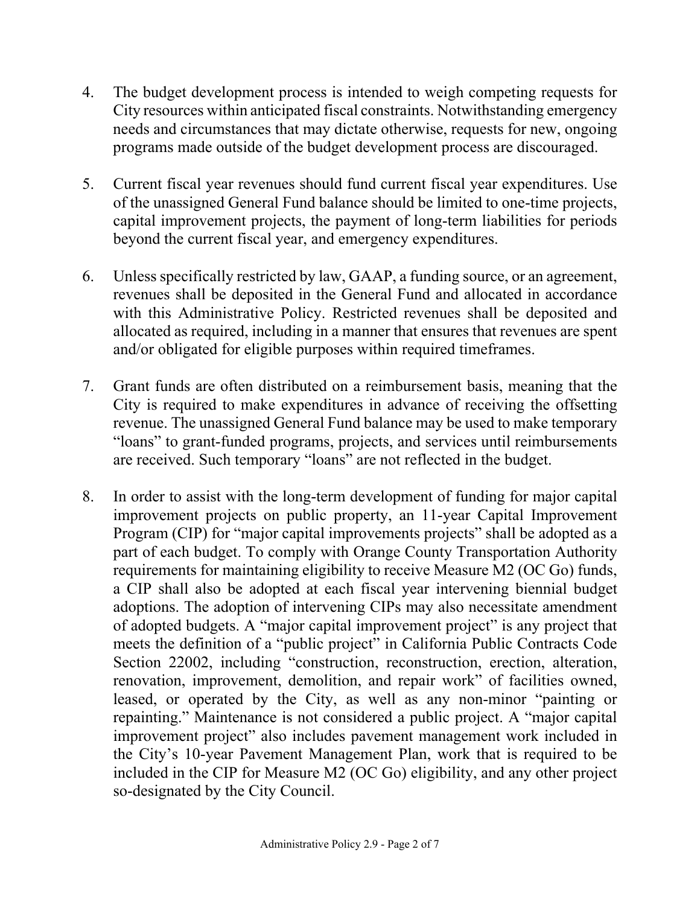4. The budget development process is intended to weigh competing requests for City resources within anticipated fiscal constraints. Notwithstanding emergency needs and circumstances that may dictate otherwise, requests for new, ongoing programs made outside of the budget development process are discouraged.

5. Current fiscal year revenues should fund current fiscal year expenditures. Use of the unassigned General Fund balance should be limited to one-time projects, capital improvement projects, the payment of long-term liabilities for periods beyond the current fiscal year, and emergency expenditures.

6. Unless specifically restricted by law, GAAP, a funding source, or an agreement, revenues shall be deposited in the General Fund and allocated in accordance with this Administrative Policy. Restricted revenues shall be deposited and allocated as required, including in a manner that ensures that revenues are spent and/or obligated for eligible purposes within required timeframes.

7. Grant funds are often distributed on a reimbursement basis, meaning that the City is required to make expenditures in advance of receiving the offsetting revenue. The unassigned General Fund balance may be used to make temporary "loans" to grant-funded programs, projects, and services until reimbursements are received. Such temporary "loans" are not reflected in the budget.

8. In order to assist with the long-term development of funding for major capital improvement projects on public property, an 11-year Capital Improvement Program (CIP) for "major capital improvements projects" shall be adopted as a part of each budget. To comply with Orange County Transportation Authority requirements for maintaining eligibility to receive Measure M2 (OC Go) funds, a CIP shall also be adopted at each fiscal year intervening biennial budget adoptions. The adoption of intervening CIPs may also necessitate amendment of adopted budgets. A "major capital improvement project" is any project that meets the definition of a "public project" in California Public Contracts Code Section 22002, including "construction, reconstruction, erection, alteration, renovation, improvement, demolition, and repair work" of facilities owned, leased, or operated by the City, as well as any non-minor "painting or repainting." Maintenance is not considered a public project. A "major capital improvement project" also includes pavement management work included in the City's 10-year Pavement Management Plan, work that is required to be included in the CIP for Measure M2 (OC Go) eligibility, and any other project so-designated by the City Council.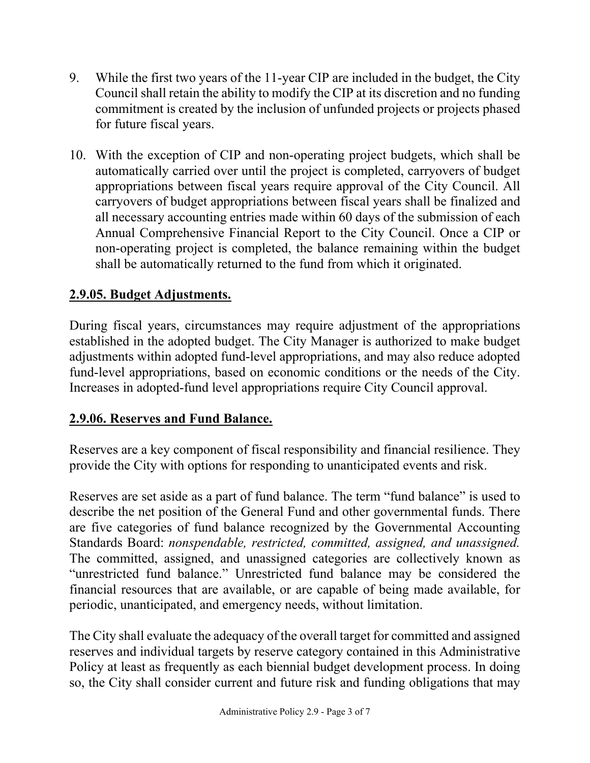9. While the first two years of the 11-year CIP are included in the budget, the City Council shall retain the ability to modify the CIP at its discretion and no funding commitment is created by the inclusion of unfunded projects or projects phased for future fiscal years.

10. With the exception of CIP and non-operating project budgets, which shall be automatically carried over until the project is completed, carryovers of budget appropriations between fiscal years require approval of the City Council. All carryovers of budget appropriations between fiscal years shall be finalized and all necessary accounting entries made within 60 days of the submission of each Annual Comprehensive Financial Report to the City Council. Once a CIP or non-operating project is completed, the balance remaining within the budget shall be automatically returned to the fund from which it originated.

## 2.9.05. Budget Adjustments.

During fiscal years, circumstances may require adjustment of the appropriations established in the adopted budget. The City Manager is authorized to make budget adjustments within adopted fund-level appropriations, and may also reduce adopted fund-level appropriations, based on economic conditions or the needs of the City. Increases in adopted-fund level appropriations require City Council approval.

## 2.9.06. Reserves and Fund Balance.

Reserves are a key component of fiscal responsibility and financial resilience. They provide the City with options for responding to unanticipated events and risk.

Reserves are set aside as a part of fund balance. The term "fund balance" is used to describe the net position of the General Fund and other governmental funds. There are five categories of fund balance recognized by the Governmental Accounting Standards Board: *nonspendable, restricted, committed, assigned, and unassigned.* The committed, assigned, and unassigned categories are collectively known as "unrestricted fund balance." Unrestricted fund balance may be considered the financial resources that are available, or are capable of being made available, for periodic, unanticipated, and emergency needs, without limitation.

The City shall evaluate the adequacy of the overall target for committed and assigned reserves and individual targets by reserve category contained in this Administrative Policy at least as frequently as each biennial budget development process. In doing so, the City shall consider current and future risk and funding obligations that may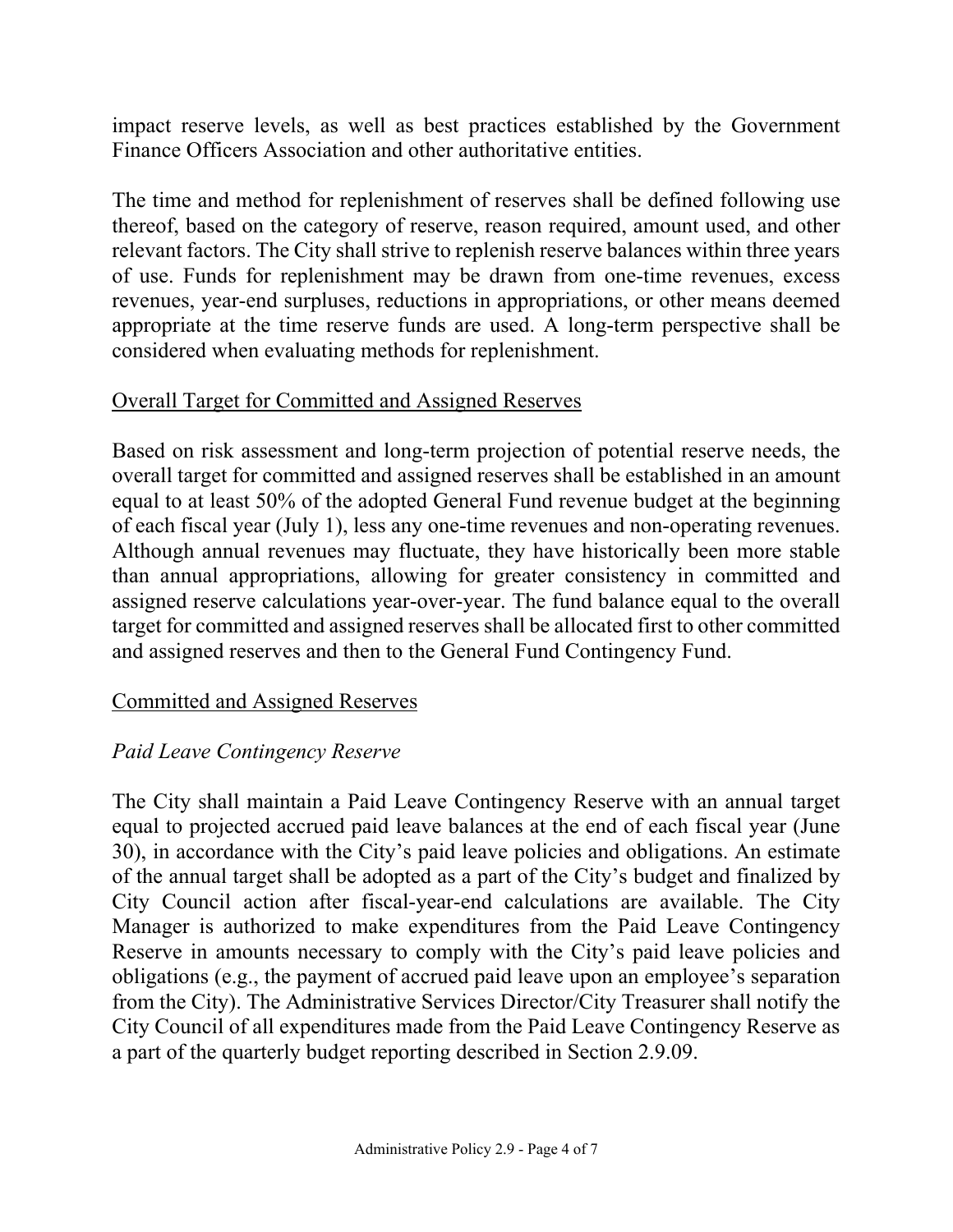impact reserve levels, as well as best practices established by the Government Finance Officers Association and other authoritative entities.

The time and method for replenishment of reserves shall be defined following use thereof, based on the category of reserve, reason required, amount used, and other relevant factors. The City shall strive to replenish reserve balances within three years of use. Funds for replenishment may be drawn from one-time revenues, excess revenues, year-end surpluses, reductions in appropriations, or other means deemed appropriate at the time reserve funds are used. A long-term perspective shall be considered when evaluating methods for replenishment.

<u>Overall Target for Committed and Assigned Reserves</u>

Based on risk assessment and long-term projection of potential reserve needs, the overall target for committed and assigned reserves shall be established in an amount equal to at least 50% of the adopted General Fund revenue budget at the beginning of each fiscal year (July 1), less any one-time revenues and non-operating revenues. Although annual revenues may fluctuate, they have historically been more stable than annual appropriations, allowing for greater consistency in committed and assigned reserve calculations year-over-year. The fund balance equal to the overall target for committed and assigned reserves shall be allocated first to other committed and assigned reserves and then to the General Fund Contingency Fund.

<u>Committed and Assigned Reserves</u>

*Paid Leave Contingency Reserve*

The City shall maintain a Paid Leave Contingency Reserve with an annual target equal to projected accrued paid leave balances at the end of each fiscal year (June 30), in accordance with the City's paid leave policies and obligations. An estimate of the annual target shall be adopted as a part of the City's budget and finalized by City Council action after fiscal-year-end calculations are available. The City Manager is authorized to make expenditures from the Paid Leave Contingency Reserve in amounts necessary to comply with the City's paid leave policies and obligations (e.g., the payment of accrued paid leave upon an employee's separation from the City). The Administrative Services Director/City Treasurer shall notify the City Council of all expenditures made from the Paid Leave Contingency Reserve as a part of the quarterly budget reporting described in Section 2.9.09.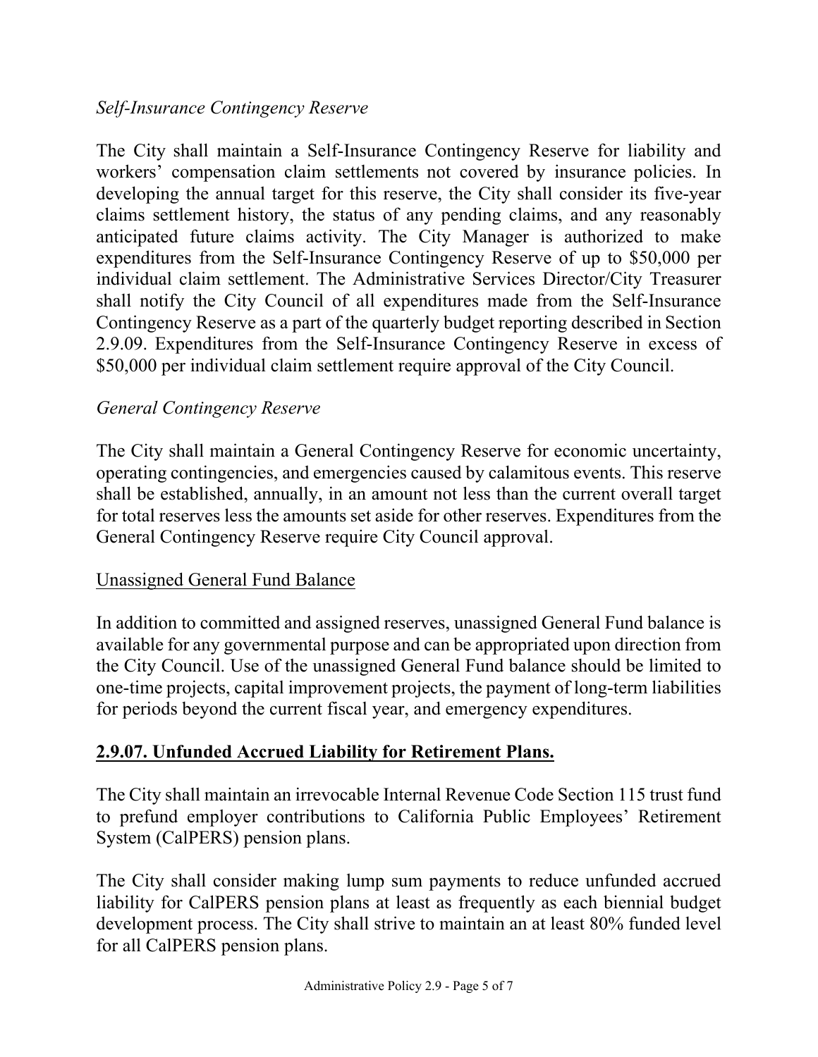*Self-Insurance Contingency Reserve*

The City shall maintain a Self-Insurance Contingency Reserve for liability and workers' compensation claim settlements not covered by insurance policies. In developing the annual target for this reserve, the City shall consider its five-year claims settlement history, the status of any pending claims, and any reasonably anticipated future claims activity. The City Manager is authorized to make expenditures from the Self-Insurance Contingency Reserve of up to $50,000 per individual claim settlement. The Administrative Services Director/City Treasurer shall notify the City Council of all expenditures made from the Self-Insurance Contingency Reserve as a part of the quarterly budget reporting described in Section 2.9.09. Expenditures from the Self-Insurance Contingency Reserve in excess of $50,000 per individual claim settlement require approval of the City Council.

*General Contingency Reserve*

The City shall maintain a General Contingency Reserve for economic uncertainty, operating contingencies, and emergencies caused by calamitous events. This reserve shall be established, annually, in an amount not less than the current overall target for total reserves less the amounts set aside for other reserves. Expenditures from the General Contingency Reserve require City Council approval.

<u>Unassigned General Fund Balance</u>

In addition to committed and assigned reserves, unassigned General Fund balance is available for any governmental purpose and can be appropriated upon direction from the City Council. Use of the unassigned General Fund balance should be limited to one-time projects, capital improvement projects, the payment of long-term liabilities for periods beyond the current fiscal year, and emergency expenditures.

## **2.9.07. Unfunded Accrued Liability for Retirement Plans.**

The City shall maintain an irrevocable Internal Revenue Code Section 115 trust fund to prefund employer contributions to California Public Employees' Retirement System (CalPERS) pension plans.

The City shall consider making lump sum payments to reduce unfunded accrued liability for CalPERS pension plans at least as frequently as each biennial budget development process. The City shall strive to maintain an at least 80% funded level for all CalPERS pension plans.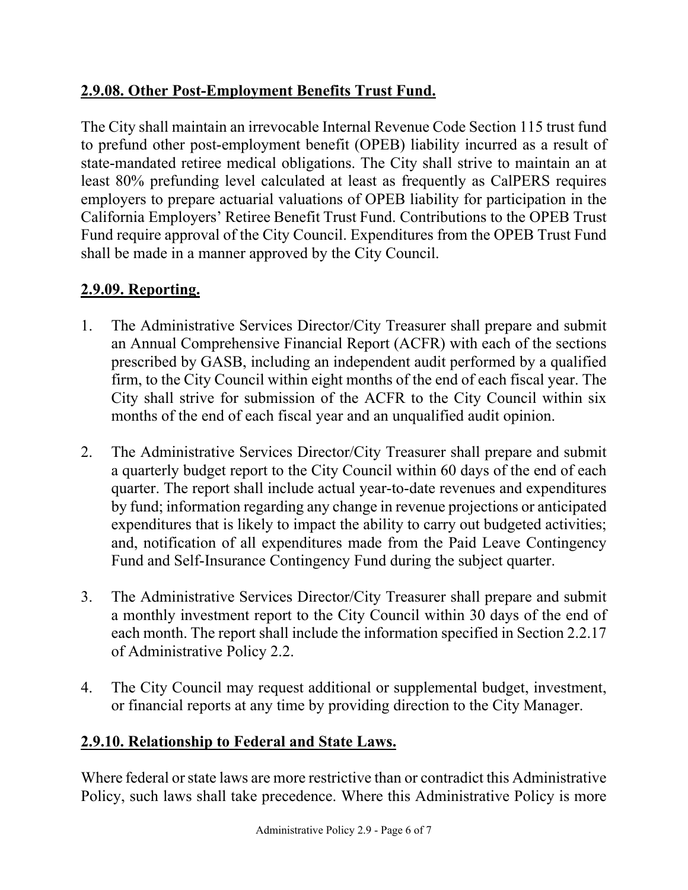## 2.9.08. Other Post-Employment Benefits Trust Fund.

The City shall maintain an irrevocable Internal Revenue Code Section 115 trust fund to prefund other post-employment benefit (OPEB) liability incurred as a result of state-mandated retiree medical obligations. The City shall strive to maintain an at least 80% prefunding level calculated at least as frequently as CalPERS requires employers to prepare actuarial valuations of OPEB liability for participation in the California Employers' Retiree Benefit Trust Fund. Contributions to the OPEB Trust Fund require approval of the City Council. Expenditures from the OPEB Trust Fund shall be made in a manner approved by the City Council.

## 2.9.09. Reporting.

1. The Administrative Services Director/City Treasurer shall prepare and submit an Annual Comprehensive Financial Report (ACFR) with each of the sections prescribed by GASB, including an independent audit performed by a qualified firm, to the City Council within eight months of the end of each fiscal year. The City shall strive for submission of the ACFR to the City Council within six months of the end of each fiscal year and an unqualified audit opinion.

2. The Administrative Services Director/City Treasurer shall prepare and submit a quarterly budget report to the City Council within 60 days of the end of each quarter. The report shall include actual year-to-date revenues and expenditures by fund; information regarding any change in revenue projections or anticipated expenditures that is likely to impact the ability to carry out budgeted activities; and, notification of all expenditures made from the Paid Leave Contingency Fund and Self-Insurance Contingency Fund during the subject quarter.

3. The Administrative Services Director/City Treasurer shall prepare and submit a monthly investment report to the City Council within 30 days of the end of each month. The report shall include the information specified in Section 2.2.17 of Administrative Policy 2.2.

4. The City Council may request additional or supplemental budget, investment, or financial reports at any time by providing direction to the City Manager.

## 2.9.10. Relationship to Federal and State Laws.

Where federal or state laws are more restrictive than or contradict this Administrative Policy, such laws shall take precedence. Where this Administrative Policy is more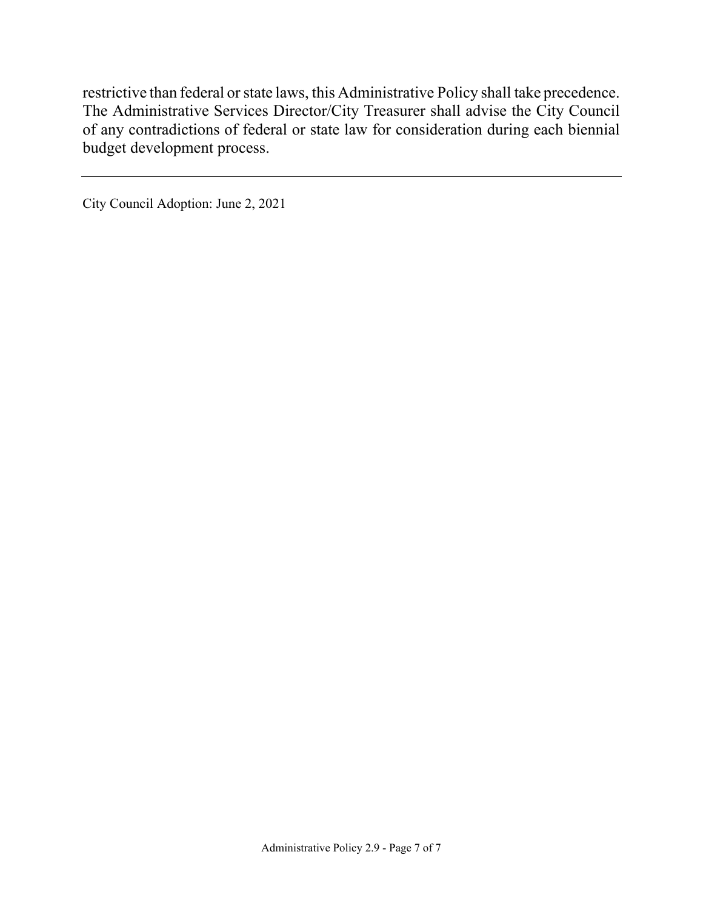restrictive than federal or state laws, this Administrative Policy shall take precedence. The Administrative Services Director/City Treasurer shall advise the City Council of any contradictions of federal or state law for consideration during each biennial budget development process.

---

City Council Adoption: June 2, 2021